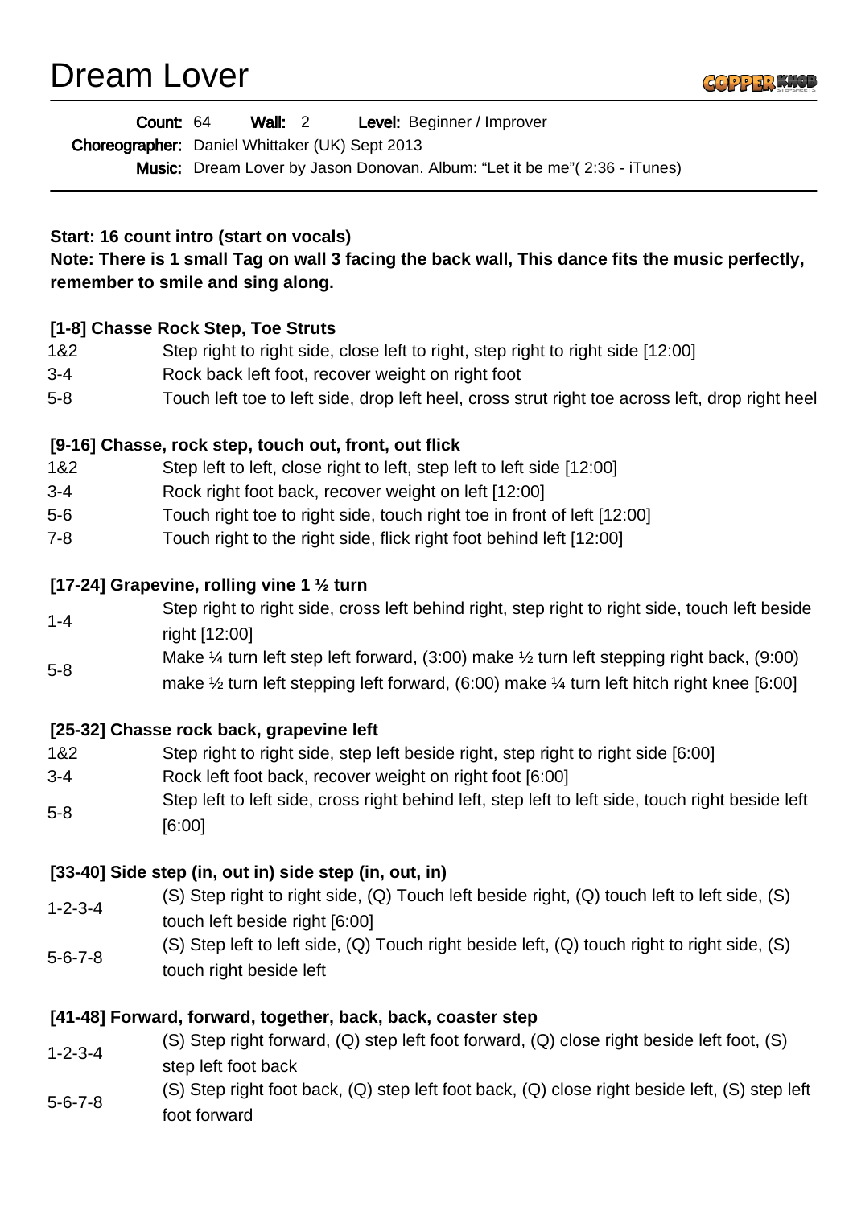# Dream Lover

**Count:** 64 **Wall:** 2 **Level:** Beginner / Improver
**Choreographer:** Daniel Whittaker (UK) Sept 2013
**Music:** Dream Lover by Jason Donovan. Album: "Let it be me"( 2:36 - iTunes)

---

**Start: 16 count intro (start on vocals)**
**Note: There is 1 small Tag on wall 3 facing the back wall, This dance fits the music perfectly, remember to smile and sing along.**

**[1-8] Chasse Rock Step, Toe Struts**

| | |
|---|---|
| 1&2 | Step right to right side, close left to right, step right to right side [12:00] |
| 3-4 | Rock back left foot, recover weight on right foot |
| 5-8 | Touch left toe to left side, drop left heel, cross strut right toe across left, drop right heel |

**[9-16] Chasse, rock step, touch out, front, out flick**

| | |
|---|---|
| 1&2 | Step left to left, close right to left, step left to left side [12:00] |
| 3-4 | Rock right foot back, recover weight on left [12:00] |
| 5-6 | Touch right toe to right side, touch right toe in front of left [12:00] |
| 7-8 | Touch right to the right side, flick right foot behind left [12:00] |

**[17-24] Grapevine, rolling vine 1 ½ turn**

| | |
|---|---|
| 1-4 | Step right to right side, cross left behind right, step right to right side, touch left beside right [12:00] |
| 5-8 | Make ¼ turn left step left forward, (3:00) make ½ turn left stepping right back, (9:00) make ½ turn left stepping left forward, (6:00) make ¼ turn left hitch right knee [6:00] |

**[25-32] Chasse rock back, grapevine left**

| | |
|---|---|
| 1&2 | Step right to right side, step left beside right, step right to right side [6:00] |
| 3-4 | Rock left foot back, recover weight on right foot [6:00] |
| 5-8 | Step left to left side, cross right behind left, step left to left side, touch right beside left [6:00] |

**[33-40] Side step (in, out in) side step (in, out, in)**

| | |
|---|---|
| 1-2-3-4 | (S) Step right to right side, (Q) Touch left beside right, (Q) touch left to left side, (S) touch left beside right [6:00] |
| 5-6-7-8 | (S) Step left to left side, (Q) Touch right beside left, (Q) touch right to right side, (S) touch right beside left |

**[41-48] Forward, forward, together, back, back, coaster step**

| | |
|---|---|
| 1-2-3-4 | (S) Step right forward, (Q) step left foot forward, (Q) close right beside left foot, (S) step left foot back |
| 5-6-7-8 | (S) Step right foot back, (Q) step left foot back, (Q) close right beside left, (S) step left foot forward |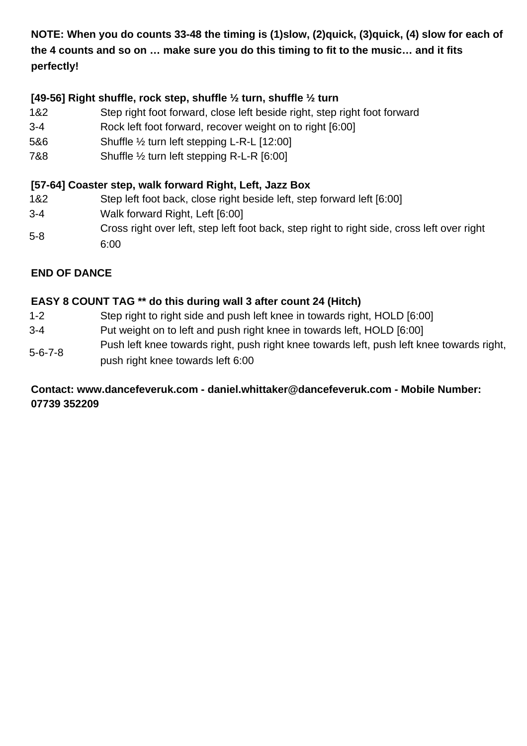**NOTE: When you do counts 33-48 the timing is (1)slow, (2)quick, (3)quick, (4) slow for each of the 4 counts and so on … make sure you do this timing to fit to the music… and it fits perfectly!**

**[49-56] Right shuffle, rock step, shuffle ½ turn, shuffle ½ turn**

| | |
|---|---|
| 1&2 | Step right foot forward, close left beside right, step right foot forward |
| 3-4 | Rock left foot forward, recover weight on to right [6:00] |
| 5&6 | Shuffle ½ turn left stepping L-R-L [12:00] |
| 7&8 | Shuffle ½ turn left stepping R-L-R [6:00] |

**[57-64] Coaster step, walk forward Right, Left, Jazz Box**

| | |
|---|---|
| 1&2 | Step left foot back, close right beside left, step forward left [6:00] |
| 3-4 | Walk forward Right, Left [6:00] |
| 5-8 | Cross right over left, step left foot back, step right to right side, cross left over right 6:00 |

**END OF DANCE**

**EASY 8 COUNT TAG ** do this during wall 3 after count 24 (Hitch)**

| | |
|---|---|
| 1-2 | Step right to right side and push left knee in towards right, HOLD [6:00] |
| 3-4 | Put weight on to left and push right knee in towards left, HOLD [6:00] |
| 5-6-7-8 | Push left knee towards right, push right knee towards left, push left knee towards right, push right knee towards left 6:00 |

**Contact: www.dancefeveruk.com - daniel.whittaker@dancefeveruk.com - Mobile Number: 07739 352209**